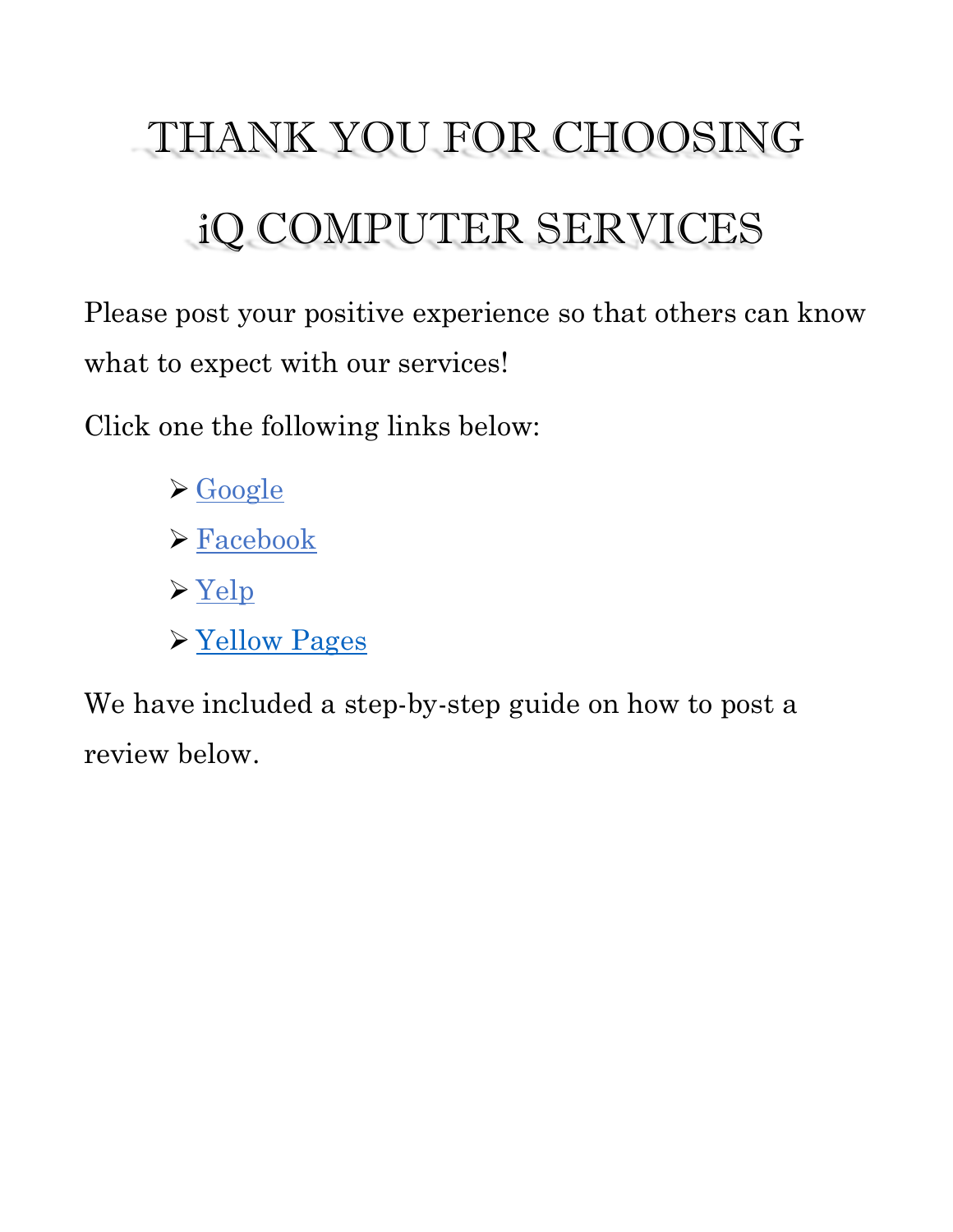# THANK YOU FOR CHOOSING iQ COMPUTER SERVICES

Please post your positive experience so that others can know what to expect with our services!

Click one the following links below:

- Google
- Facebook
- Yelp
- Yellow Pages

We have included a step-by-step guide on how to post a review below.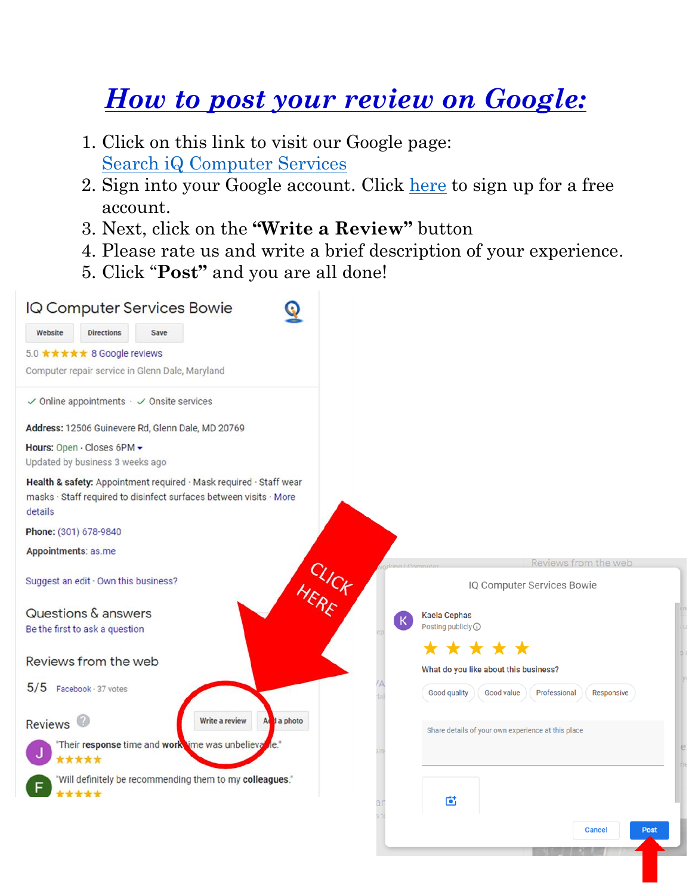# *How to post your review on Google:*

1. Click on this link to visit our Google page: Search iQ Computer Services
2. Sign into your Google account. Click here to sign up for a free account.
3. Next, click on the **"Write a Review"** button
4. Please rate us and write a brief description of your experience.
5. Click "**Post**" and you are all done!

IQ Computer Services Bowie

Website | Directions | Save

5.0 ★★★★★ 8 Google reviews

Computer repair service in Glenn Dale, Maryland

✓ Online appointments · ✓ Onsite services

**Address:** 12506 Guinevere Rd, Glenn Dale, MD 20769

**Hours:** Open · Closes 6PM

Updated by business 3 weeks ago

**Health & safety:** Appointment required · Mask required · Staff wear masks · Staff required to disinfect surfaces between visits · More details

**Phone:** (301) 678-9840

**Appointments:** as.me

Suggest an edit · Own this business?

Questions & answers

Be the first to ask a question

Reviews from the web

5/5 Facebook · 37 votes

Reviews

Write a review | Add a photo

"Their **response** time and **work** time was unbelievable."

"Will definitely be recommending them to my **colleagues**."

CLICK HERE

IQ Computer Services Bowie

Kaela Cephas

Posting publicly

★★★★★

What do you like about this business?

Good quality | Good value | Professional | Responsive

Share details of your own experience at this place

Cancel | Post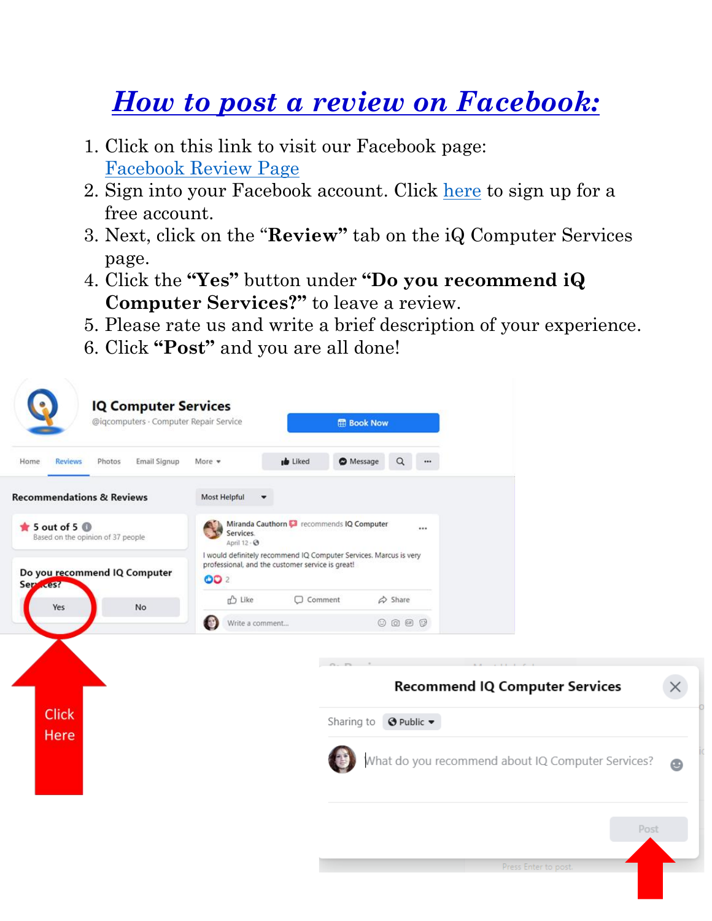# *How to post a review on Facebook:*

1. Click on this link to visit our Facebook page: Facebook Review Page
2. Sign into your Facebook account. Click here to sign up for a free account.
3. Next, click on the "**Review**" tab on the iQ Computer Services page.
4. Click the **"Yes"** button under **"Do you recommend iQ Computer Services?"** to leave a review.
5. Please rate us and write a brief description of your experience.
6. Click **"Post"** and you are all done!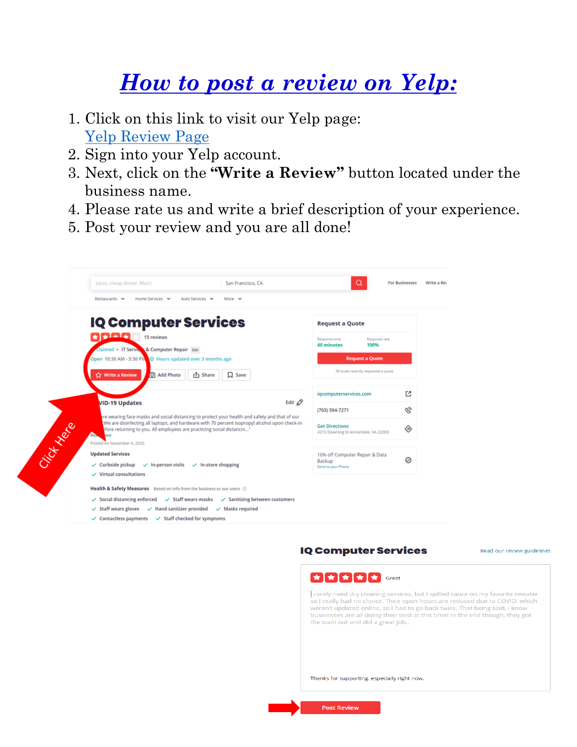# [How to post a review on Yelp:]()

1. Click on this link to visit our Yelp page:
   [Yelp Review Page]()
2. Sign into your Yelp account.
3. Next, click on the **"Write a Review"** button located under the business name.
4. Please rate us and write a brief description of your experience.
5. Post your review and you are all done!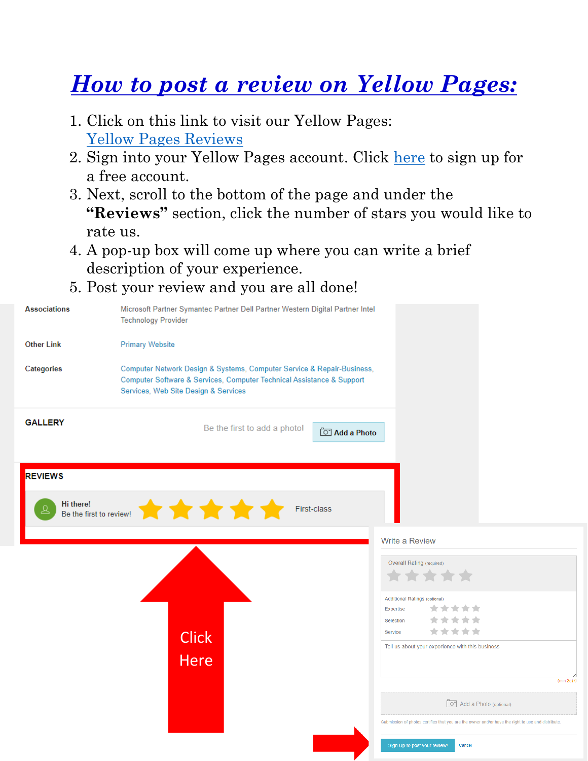# *How to post a review on Yellow Pages:*

1. Click on this link to visit our Yellow Pages: Yellow Pages Reviews
2. Sign into your Yellow Pages account. Click here to sign up for a free account.
3. Next, scroll to the bottom of the page and under the **"Reviews"** section, click the number of stars you would like to rate us.
4. A pop-up box will come up where you can write a brief description of your experience.
5. Post your review and you are all done!

Associations

Microsoft Partner Symantec Partner Dell Partner Western Digital Partner Intel Technology Provider

Other Link

Primary Website

Categories

Computer Network Design & Systems, Computer Service & Repair-Business, Computer Software & Services, Computer Technical Assistance & Support Services, Web Site Design & Services

GALLERY

Be the first to add a photo!

Add a Photo

REVIEWS

Hi there!
Be the first to review!

First-class

Click Here

Write a Review

Overall Rating (required)

Additional Ratings (optional)

Expertise

Selection

Service

Tell us about your experience with this business

(min 25) 0

Add a Photo (optional)

Submission of photos certifies that you are the owner and/or have the right to use and distribute.

Sign Up to post your review!

Cancel